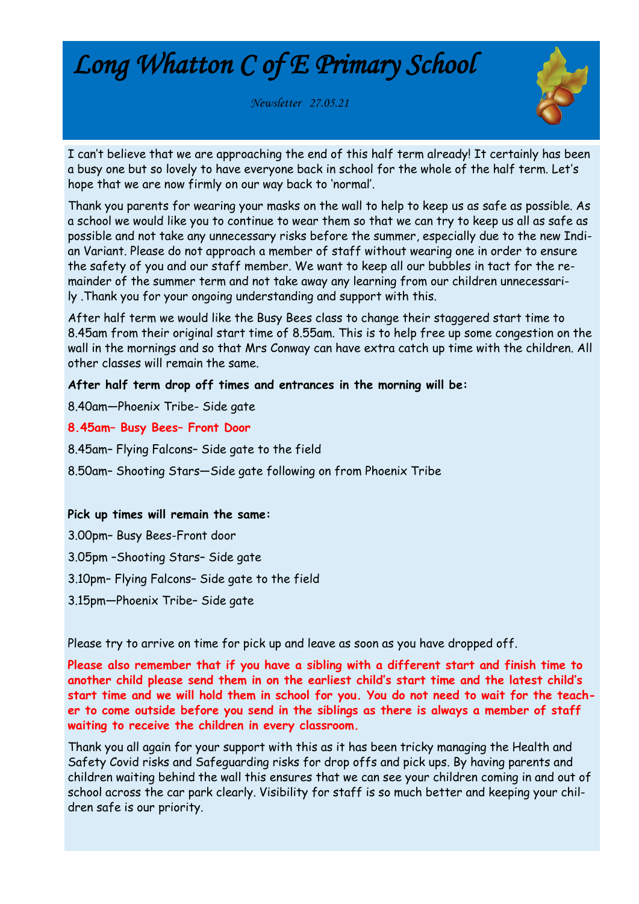# Long Whatton C of E Primary School

*Newsletter 27.05.21*

I can't believe that we are approaching the end of this half term already! It certainly has been a busy one but so lovely to have everyone back in school for the whole of the half term. Let's hope that we are now firmly on our way back to 'normal'.

Thank you parents for wearing your masks on the wall to help to keep us as safe as possible. As a school we would like you to continue to wear them so that we can try to keep us all as safe as possible and not take any unnecessary risks before the summer, especially due to the new Indian Variant. Please do not approach a member of staff without wearing one in order to ensure the safety of you and our staff member. We want to keep all our bubbles in tact for the remainder of the summer term and not take away any learning from our children unnecessarily .Thank you for your ongoing understanding and support with this.

After half term we would like the Busy Bees class to change their staggered start time to 8.45am from their original start time of 8.55am. This is to help free up some congestion on the wall in the mornings and so that Mrs Conway can have extra catch up time with the children. All other classes will remain the same.

**After half term drop off times and entrances in the morning will be:**

8.40am—Phoenix Tribe- Side gate

**8.45am– Busy Bees– Front Door**

8.45am– Flying Falcons– Side gate to the field

8.50am– Shooting Stars—Side gate following on from Phoenix Tribe

**Pick up times will remain the same:**

3.00pm– Busy Bees-Front door

3.05pm –Shooting Stars– Side gate

3.10pm– Flying Falcons– Side gate to the field

3.15pm—Phoenix Tribe– Side gate

Please try to arrive on time for pick up and leave as soon as you have dropped off.

**Please also remember that if you have a sibling with a different start and finish time to another child please send them in on the earliest child's start time and the latest child's start time and we will hold them in school for you. You do not need to wait for the teacher to come outside before you send in the siblings as there is always a member of staff waiting to receive the children in every classroom.**

Thank you all again for your support with this as it has been tricky managing the Health and Safety Covid risks and Safeguarding risks for drop offs and pick ups. By having parents and children waiting behind the wall this ensures that we can see your children coming in and out of school across the car park clearly. Visibility for staff is so much better and keeping your children safe is our priority.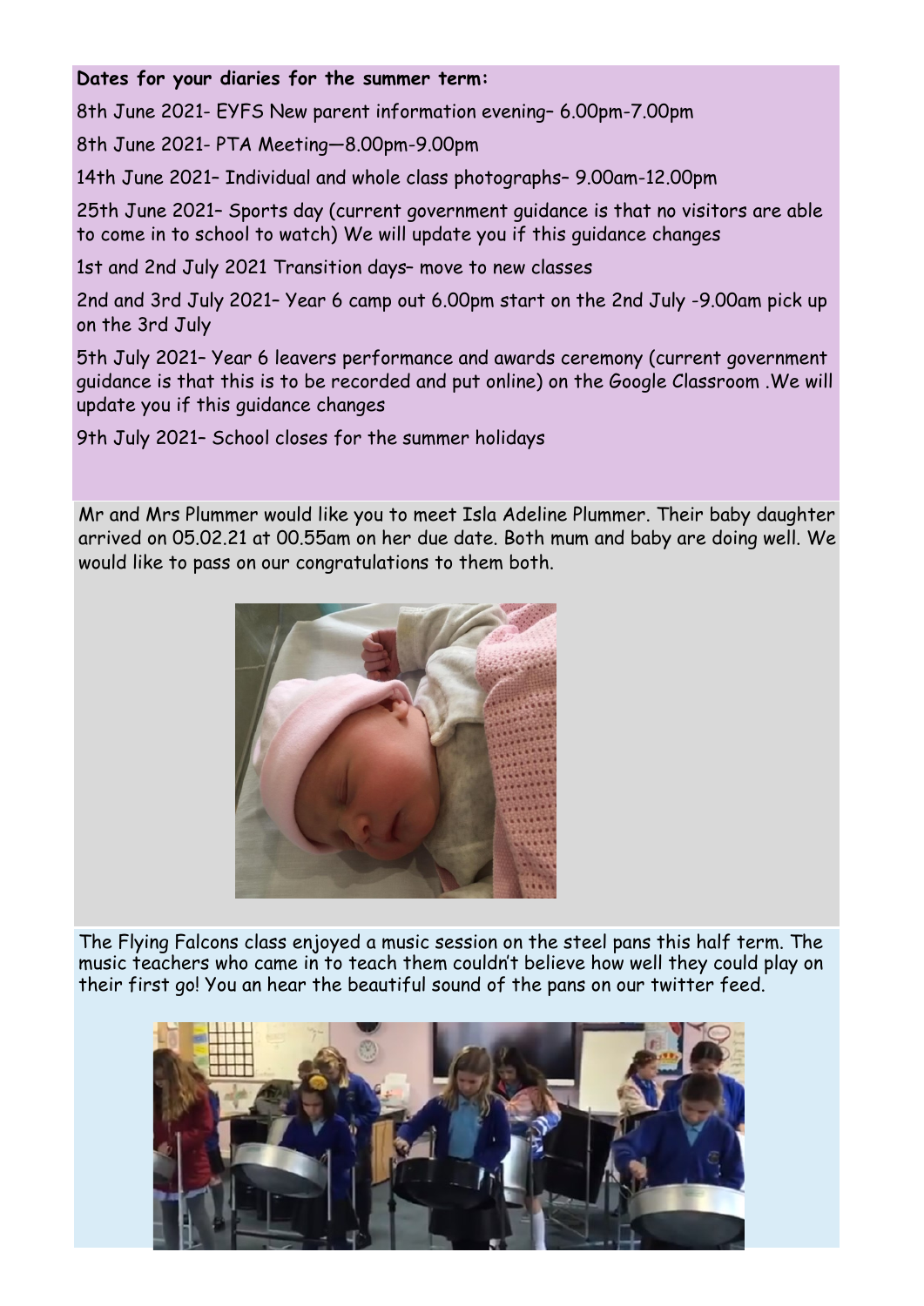**Dates for your diaries for the summer term:**

8th June 2021- EYFS New parent information evening– 6.00pm-7.00pm

8th June 2021- PTA Meeting—8.00pm-9.00pm

14th June 2021– Individual and whole class photographs– 9.00am-12.00pm

25th June 2021– Sports day (current government guidance is that no visitors are able to come in to school to watch) We will update you if this guidance changes

1st and 2nd July 2021 Transition days– move to new classes

2nd and 3rd July 2021– Year 6 camp out 6.00pm start on the 2nd July -9.00am pick up on the 3rd July

5th July 2021– Year 6 leavers performance and awards ceremony (current government guidance is that this is to be recorded and put online) on the Google Classroom .We will update you if this guidance changes

9th July 2021– School closes for the summer holidays

Mr and Mrs Plummer would like you to meet Isla Adeline Plummer. Their baby daughter arrived on 05.02.21 at 00.55am on her due date. Both mum and baby are doing well. We would like to pass on our congratulations to them both.

The Flying Falcons class enjoyed a music session on the steel pans this half term. The music teachers who came in to teach them couldn't believe how well they could play on their first go! You an hear the beautiful sound of the pans on our twitter feed.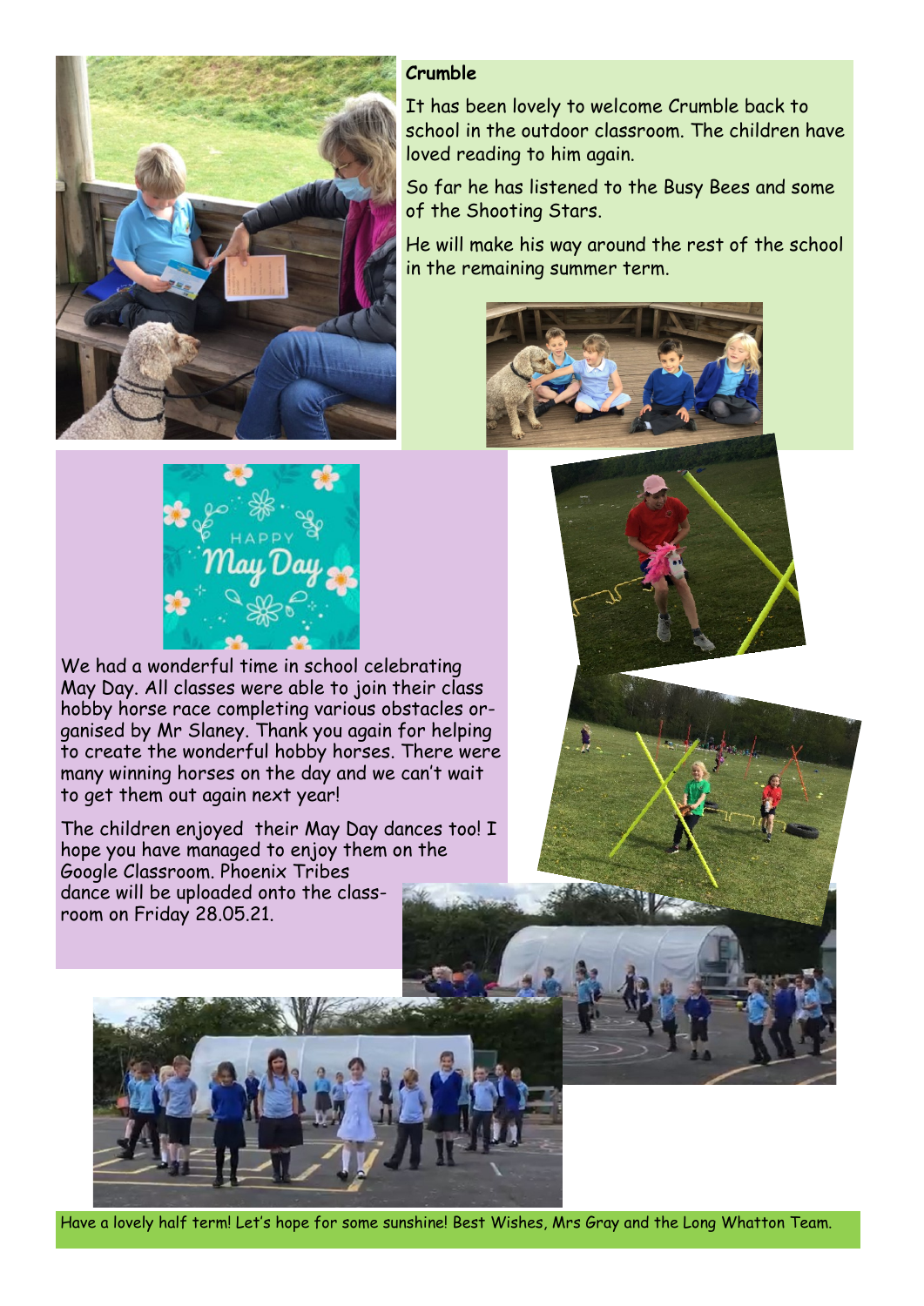## Crumble

It has been lovely to welcome Crumble back to school in the outdoor classroom. The children have loved reading to him again.

So far he has listened to the Busy Bees and some of the Shooting Stars.

He will make his way around the rest of the school in the remaining summer term.

HAPPY May Day

We had a wonderful time in school celebrating May Day. All classes were able to join their class hobby horse race completing various obstacles organised by Mr Slaney. Thank you again for helping to create the wonderful hobby horses. There were many winning horses on the day and we can't wait to get them out again next year!

The children enjoyed their May Day dances too! I hope you have managed to enjoy them on the Google Classroom. Phoenix Tribes dance will be uploaded onto the classroom on Friday 28.05.21.

Have a lovely half term! Let's hope for some sunshine! Best Wishes, Mrs Gray and the Long Whatton Team.